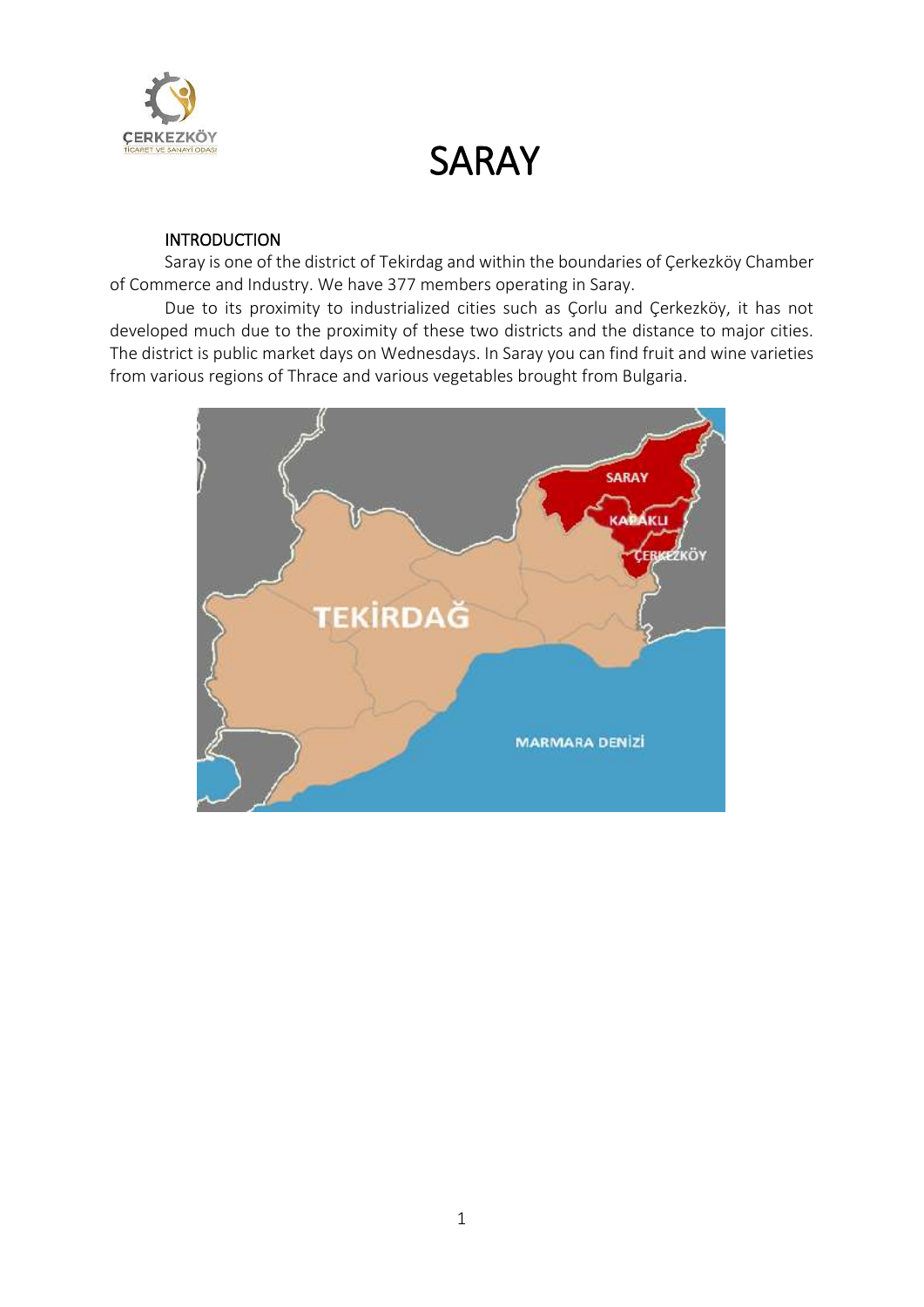# SARAY

## INTRODUCTION

Saray is one of the district of Tekirdag and within the boundaries of Çerkezköy Chamber of Commerce and Industry. We have 377 members operating in Saray.

Due to its proximity to industrialized cities such as Çorlu and Çerkezköy, it has not developed much due to the proximity of these two districts and the distance to major cities. The district is public market days on Wednesdays. In Saray you can find fruit and wine varieties from various regions of Thrace and various vegetables brought from Bulgaria.

SARAY
KAPAKLI
ÇERKEZKÖY
TEKİRDAĞ
MARMARA DENİZİ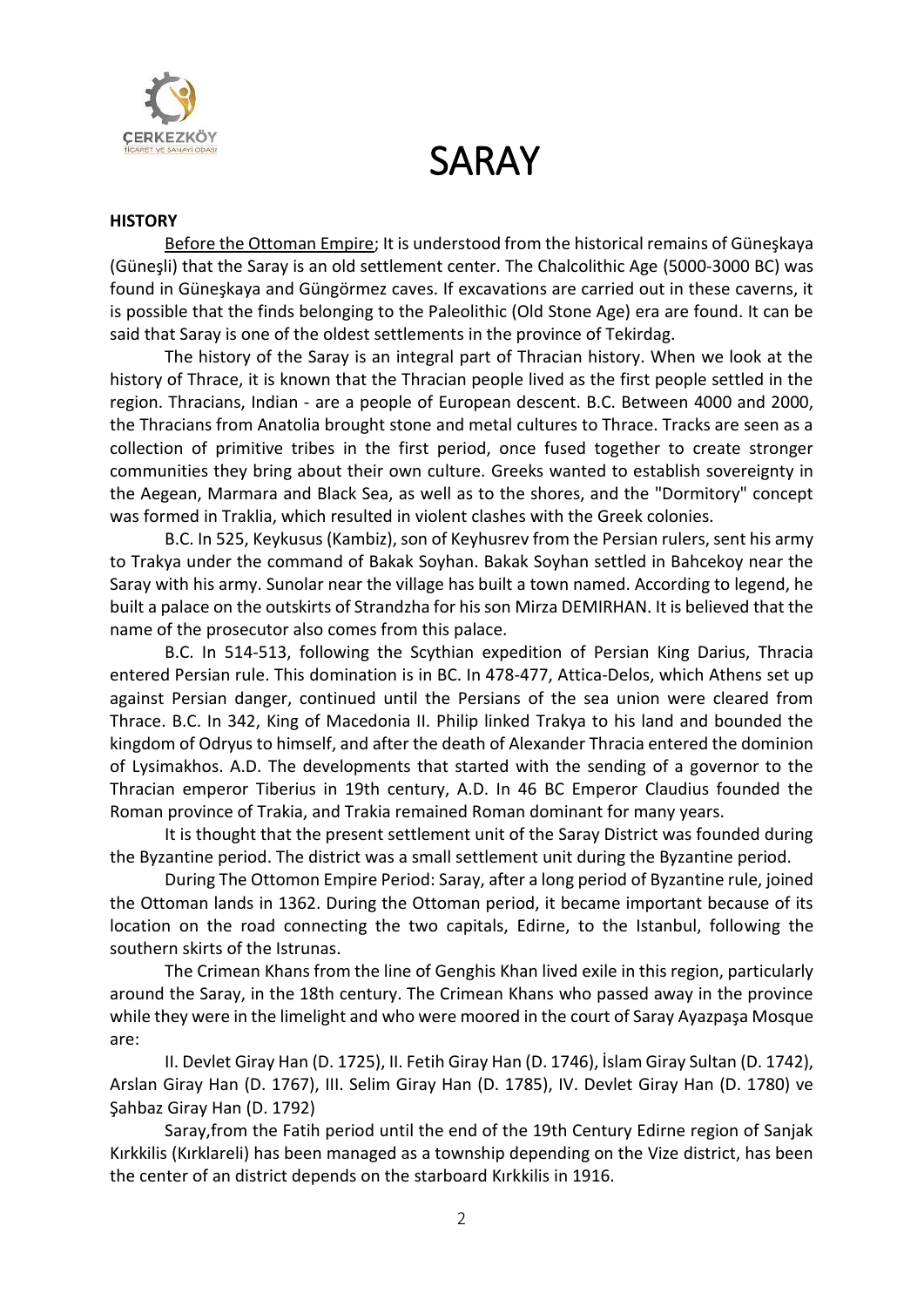# SARAY

**HISTORY**

Before the Ottoman Empire; It is understood from the historical remains of Güneşkaya (Güneşli) that the Saray is an old settlement center. The Chalcolithic Age (5000-3000 BC) was found in Güneşkaya and Güngörmez caves. If excavations are carried out in these caverns, it is possible that the finds belonging to the Paleolithic (Old Stone Age) era are found. It can be said that Saray is one of the oldest settlements in the province of Tekirdag.

The history of the Saray is an integral part of Thracian history. When we look at the history of Thrace, it is known that the Thracian people lived as the first people settled in the region. Thracians, Indian - are a people of European descent. B.C. Between 4000 and 2000, the Thracians from Anatolia brought stone and metal cultures to Thrace. Tracks are seen as a collection of primitive tribes in the first period, once fused together to create stronger communities they bring about their own culture. Greeks wanted to establish sovereignty in the Aegean, Marmara and Black Sea, as well as to the shores, and the "Dormitory" concept was formed in Traklia, which resulted in violent clashes with the Greek colonies.

B.C. In 525, Keykusus (Kambiz), son of Keyhusrev from the Persian rulers, sent his army to Trakya under the command of Bakak Soyhan. Bakak Soyhan settled in Bahcekoy near the Saray with his army. Sunolar near the village has built a town named. According to legend, he built a palace on the outskirts of Strandzha for his son Mirza DEMIRHAN. It is believed that the name of the prosecutor also comes from this palace.

B.C. In 514-513, following the Scythian expedition of Persian King Darius, Thracia entered Persian rule. This domination is in BC. In 478-477, Attica-Delos, which Athens set up against Persian danger, continued until the Persians of the sea union were cleared from Thrace. B.C. In 342, King of Macedonia II. Philip linked Trakya to his land and bounded the kingdom of Odryus to himself, and after the death of Alexander Thracia entered the dominion of Lysimakhos. A.D. The developments that started with the sending of a governor to the Thracian emperor Tiberius in 19th century, A.D. In 46 BC Emperor Claudius founded the Roman province of Trakia, and Trakia remained Roman dominant for many years.

It is thought that the present settlement unit of the Saray District was founded during the Byzantine period. The district was a small settlement unit during the Byzantine period.

During The Ottomon Empire Period: Saray, after a long period of Byzantine rule, joined the Ottoman lands in 1362. During the Ottoman period, it became important because of its location on the road connecting the two capitals, Edirne, to the Istanbul, following the southern skirts of the Istrunas.

The Crimean Khans from the line of Genghis Khan lived exile in this region, particularly around the Saray, in the 18th century. The Crimean Khans who passed away in the province while they were in the limelight and who were moored in the court of Saray Ayazpaşa Mosque are:

II. Devlet Giray Han (D. 1725), II. Fetih Giray Han (D. 1746), İslam Giray Sultan (D. 1742), Arslan Giray Han (D. 1767), III. Selim Giray Han (D. 1785), IV. Devlet Giray Han (D. 1780) ve Şahbaz Giray Han (D. 1792)

Saray,from the Fatih period until the end of the 19th Century Edirne region of Sanjak Kırkkilis (Kırklareli) has been managed as a township depending on the Vize district, has been the center of an district depends on the starboard Kırkkilis in 1916.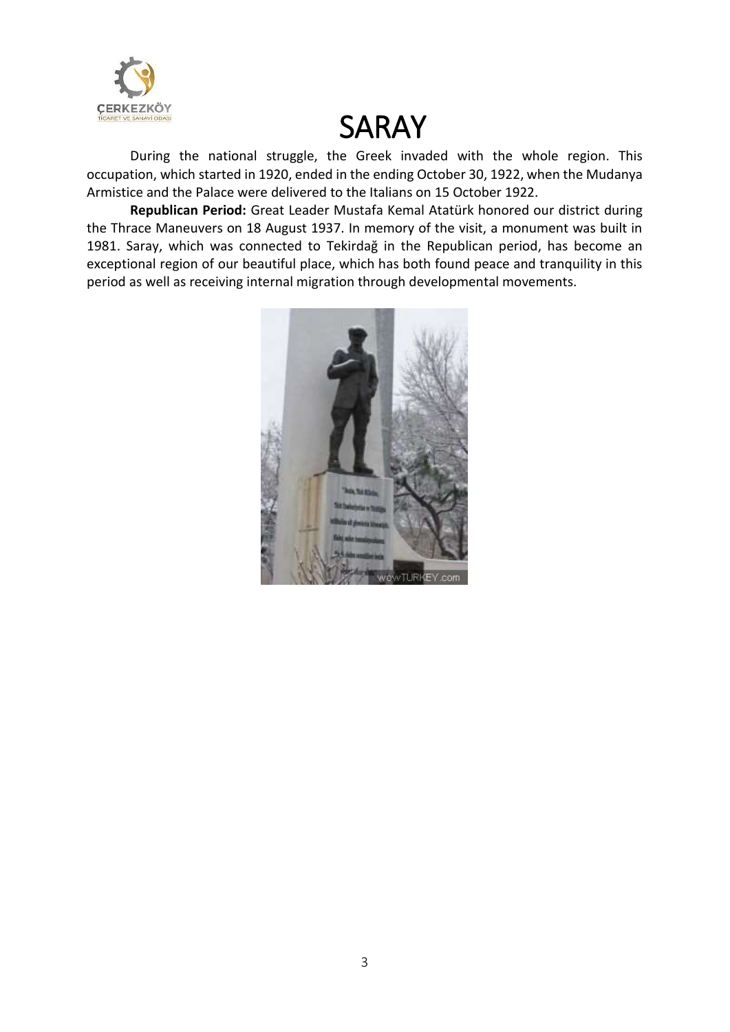# SARAY

During the national struggle, the Greek invaded with the whole region. This occupation, which started in 1920, ended in the ending October 30, 1922, when the Mudanya Armistice and the Palace were delivered to the Italians on 15 October 1922.

**Republican Period:** Great Leader Mustafa Kemal Atatürk honored our district during the Thrace Maneuvers on 18 August 1937. In memory of the visit, a monument was built in 1981. Saray, which was connected to Tekirdağ in the Republican period, has become an exceptional region of our beautiful place, which has both found peace and tranquility in this period as well as receiving internal migration through developmental movements.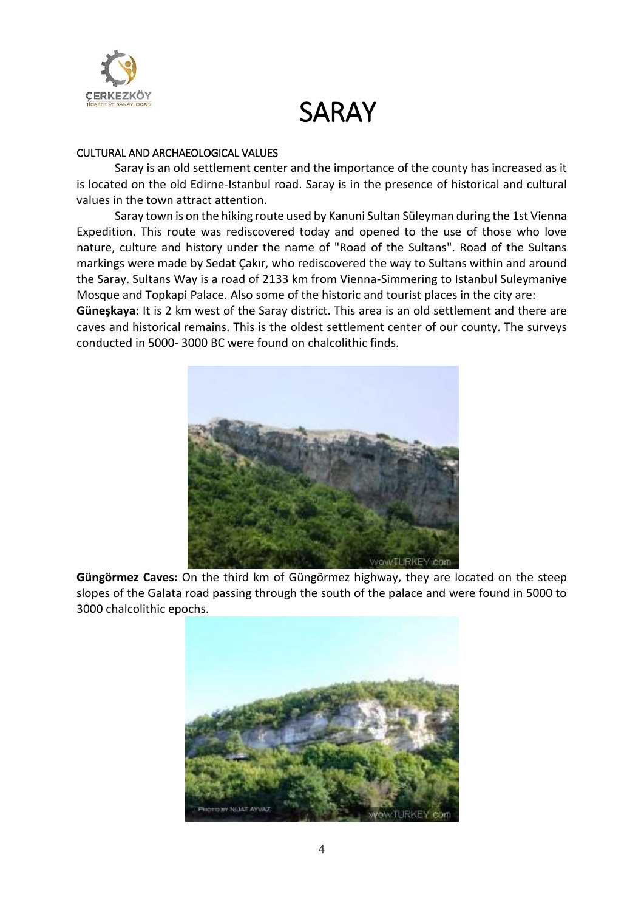# SARAY

CULTURAL AND ARCHAEOLOGICAL VALUES

Saray is an old settlement center and the importance of the county has increased as it is located on the old Edirne-Istanbul road. Saray is in the presence of historical and cultural values in the town attract attention.

Saray town is on the hiking route used by Kanuni Sultan Süleyman during the 1st Vienna Expedition. This route was rediscovered today and opened to the use of those who love nature, culture and history under the name of "Road of the Sultans". Road of the Sultans markings were made by Sedat Çakır, who rediscovered the way to Sultans within and around the Saray. Sultans Way is a road of 2133 km from Vienna-Simmering to Istanbul Suleymaniye Mosque and Topkapi Palace. Also some of the historic and tourist places in the city are:

**Güneşkaya:** It is 2 km west of the Saray district. This area is an old settlement and there are caves and historical remains. This is the oldest settlement center of our county. The surveys conducted in 5000- 3000 BC were found on chalcolithic finds.

**Güngörmez Caves:** On the third km of Güngörmez highway, they are located on the steep slopes of the Galata road passing through the south of the palace and were found in 5000 to 3000 chalcolithic epochs.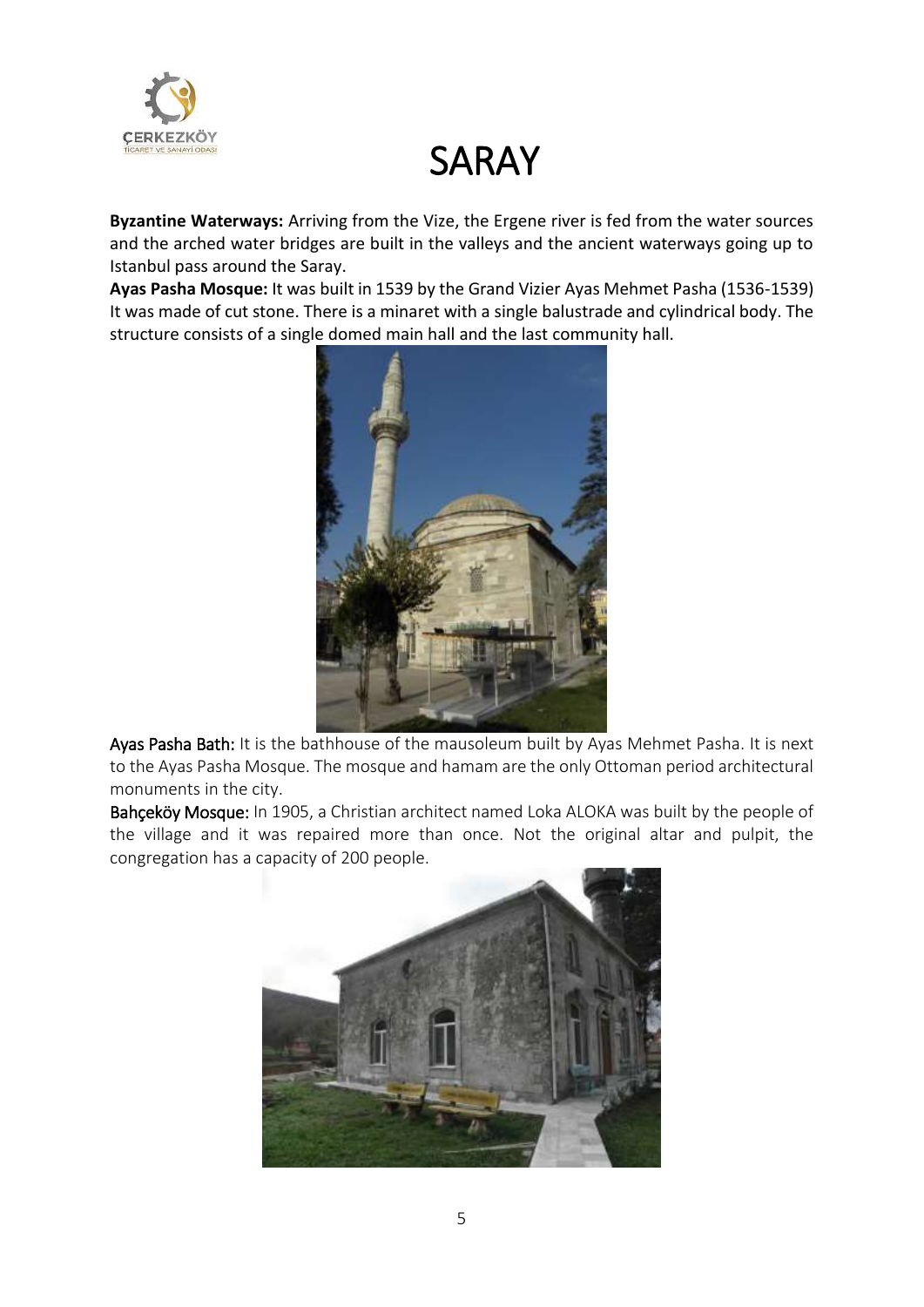# SARAY

**Byzantine Waterways:** Arriving from the Vize, the Ergene river is fed from the water sources and the arched water bridges are built in the valleys and the ancient waterways going up to Istanbul pass around the Saray.

**Ayas Pasha Mosque:** It was built in 1539 by the Grand Vizier Ayas Mehmet Pasha (1536-1539) It was made of cut stone. There is a minaret with a single balustrade and cylindrical body. The structure consists of a single domed main hall and the last community hall.

**Ayas Pasha Bath:** It is the bathhouse of the mausoleum built by Ayas Mehmet Pasha. It is next to the Ayas Pasha Mosque. The mosque and hamam are the only Ottoman period architectural monuments in the city.

**Bahçeköy Mosque:** In 1905, a Christian architect named Loka ALOKA was built by the people of the village and it was repaired more than once. Not the original altar and pulpit, the congregation has a capacity of 200 people.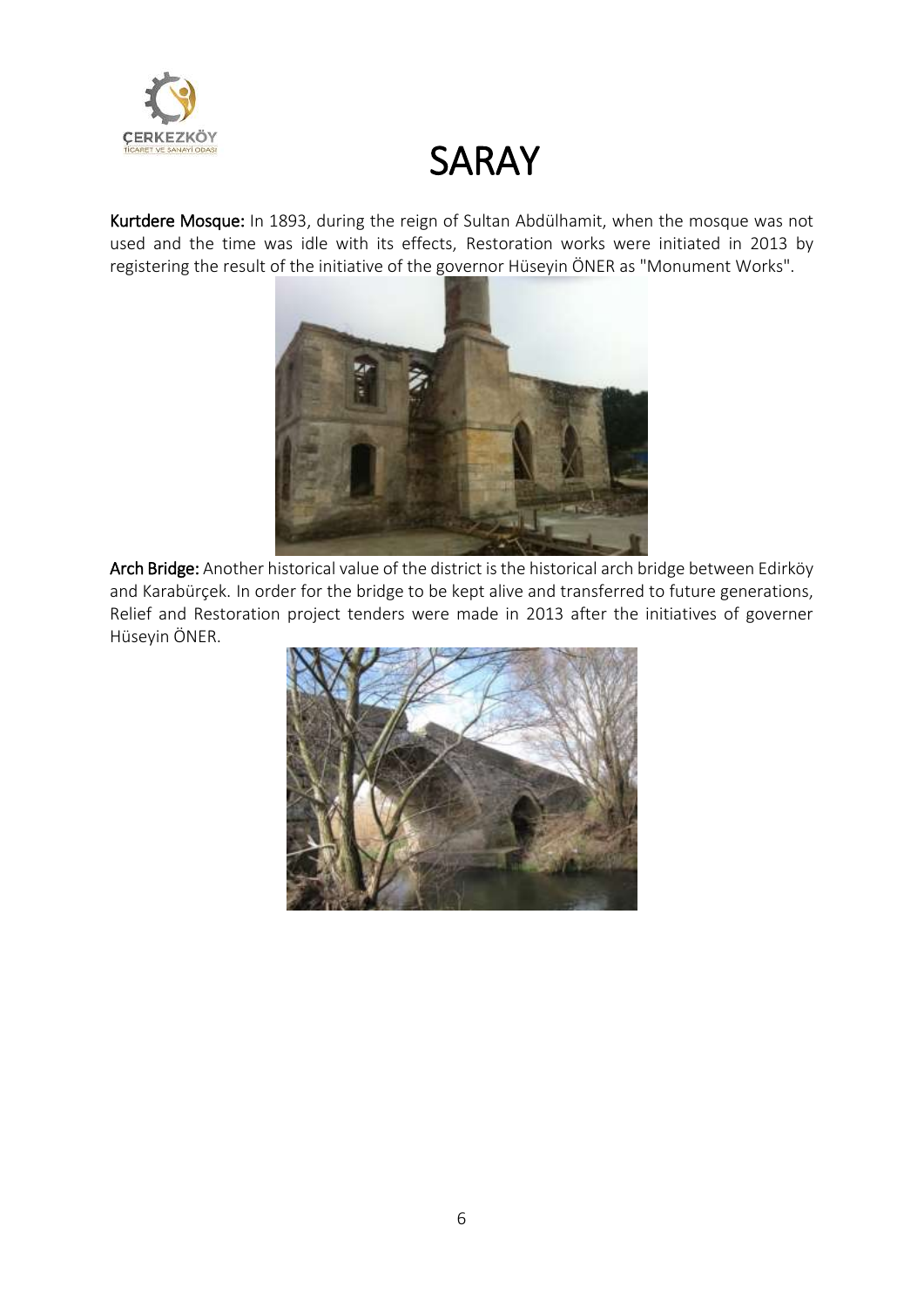# SARAY

**Kurtdere Mosque:** In 1893, during the reign of Sultan Abdülhamit, when the mosque was not used and the time was idle with its effects, Restoration works were initiated in 2013 by registering the result of the initiative of the governor Hüseyin ÖNER as "Monument Works".

**Arch Bridge:** Another historical value of the district is the historical arch bridge between Edirköy and Karabürçek. In order for the bridge to be kept alive and transferred to future generations, Relief and Restoration project tenders were made in 2013 after the initiatives of governer Hüseyin ÖNER.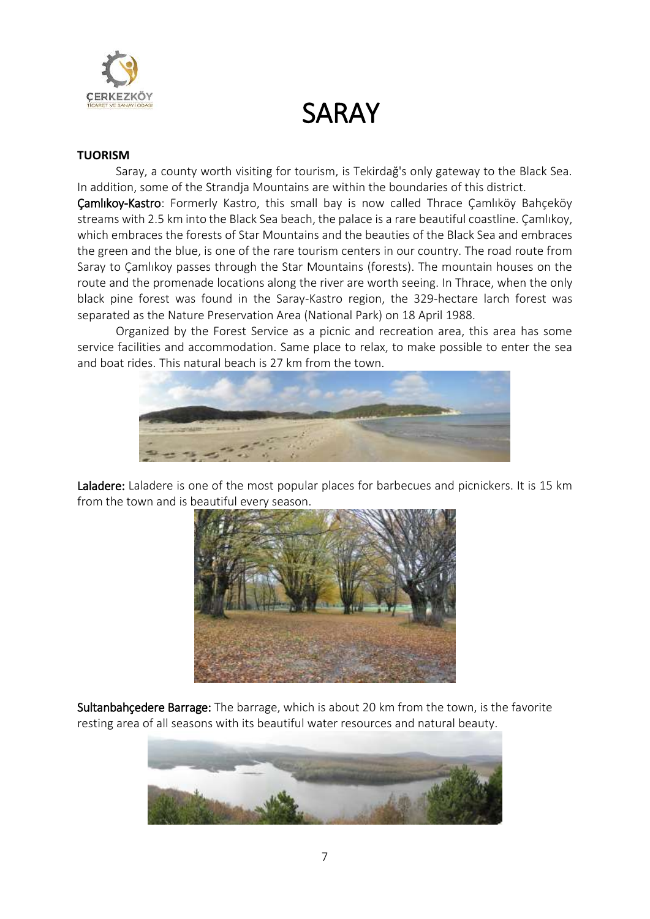# SARAY

**TUORISM**

Saray, a county worth visiting for tourism, is Tekirdağ's only gateway to the Black Sea. In addition, some of the Strandja Mountains are within the boundaries of this district.

**Çamlıkoy-Kastro**: Formerly Kastro, this small bay is now called Thrace Çamlıköy Bahçeköy streams with 2.5 km into the Black Sea beach, the palace is a rare beautiful coastline. Çamlıkoy, which embraces the forests of Star Mountains and the beauties of the Black Sea and embraces the green and the blue, is one of the rare tourism centers in our country. The road route from Saray to Çamlıkoy passes through the Star Mountains (forests). The mountain houses on the route and the promenade locations along the river are worth seeing. In Thrace, when the only black pine forest was found in the Saray-Kastro region, the 329-hectare larch forest was separated as the Nature Preservation Area (National Park) on 18 April 1988.

Organized by the Forest Service as a picnic and recreation area, this area has some service facilities and accommodation. Same place to relax, to make possible to enter the sea and boat rides. This natural beach is 27 km from the town.

**Laladere:** Laladere is one of the most popular places for barbecues and picnickers. It is 15 km from the town and is beautiful every season.

**Sultanbahçedere Barrage:** The barrage, which is about 20 km from the town, is the favorite resting area of all seasons with its beautiful water resources and natural beauty.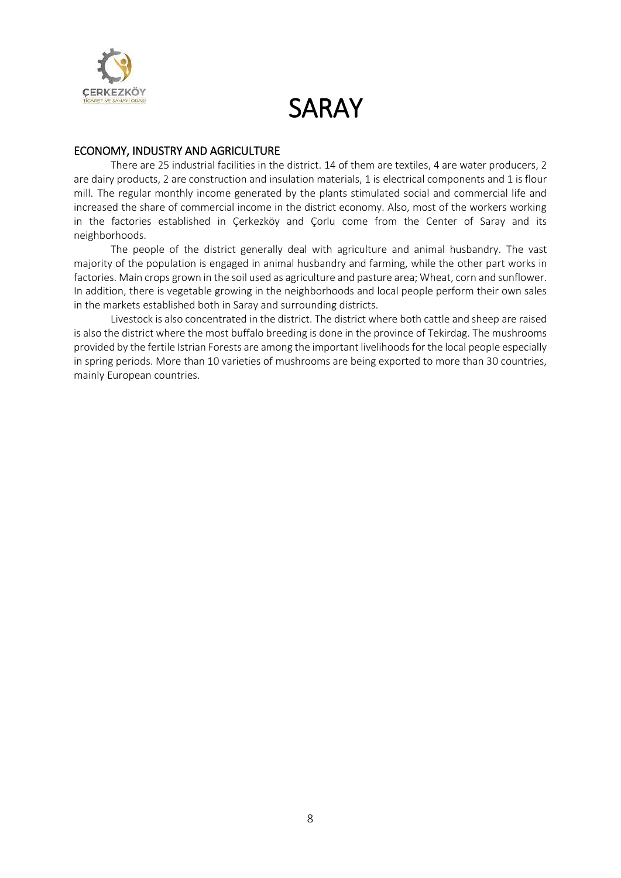# SARAY

## ECONOMY, INDUSTRY AND AGRICULTURE

There are 25 industrial facilities in the district. 14 of them are textiles, 4 are water producers, 2 are dairy products, 2 are construction and insulation materials, 1 is electrical components and 1 is flour mill. The regular monthly income generated by the plants stimulated social and commercial life and increased the share of commercial income in the district economy. Also, most of the workers working in the factories established in Çerkezköy and Çorlu come from the Center of Saray and its neighborhoods.

The people of the district generally deal with agriculture and animal husbandry. The vast majority of the population is engaged in animal husbandry and farming, while the other part works in factories. Main crops grown in the soil used as agriculture and pasture area; Wheat, corn and sunflower. In addition, there is vegetable growing in the neighborhoods and local people perform their own sales in the markets established both in Saray and surrounding districts.

Livestock is also concentrated in the district. The district where both cattle and sheep are raised is also the district where the most buffalo breeding is done in the province of Tekirdag. The mushrooms provided by the fertile Istrian Forests are among the important livelihoods for the local people especially in spring periods. More than 10 varieties of mushrooms are being exported to more than 30 countries, mainly European countries.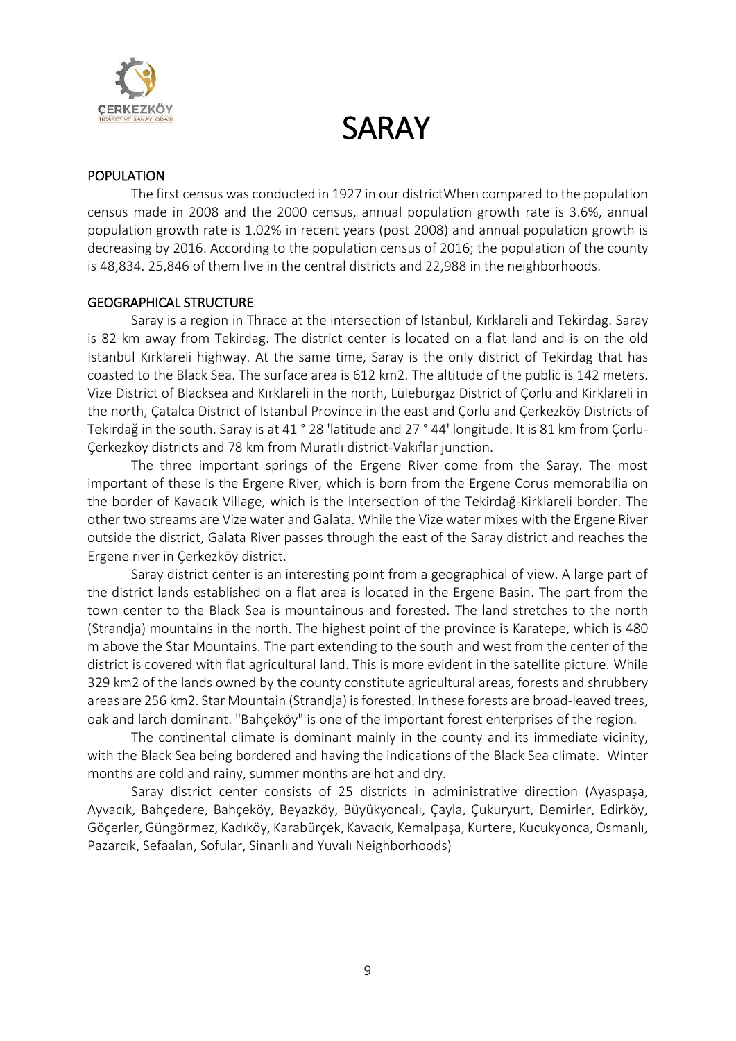# SARAY

## POPULATION

The first census was conducted in 1927 in our districtWhen compared to the population census made in 2008 and the 2000 census, annual population growth rate is 3.6%, annual population growth rate is 1.02% in recent years (post 2008) and annual population growth is decreasing by 2016. According to the population census of 2016; the population of the county is 48,834. 25,846 of them live in the central districts and 22,988 in the neighborhoods.

## GEOGRAPHICAL STRUCTURE

Saray is a region in Thrace at the intersection of Istanbul, Kırklareli and Tekirdag. Saray is 82 km away from Tekirdag. The district center is located on a flat land and is on the old Istanbul Kırklareli highway. At the same time, Saray is the only district of Tekirdag that has coasted to the Black Sea. The surface area is 612 km2. The altitude of the public is 142 meters. Vize District of Blacksea and Kırklareli in the north, Lüleburgaz District of Çorlu and Kirklareli in the north, Çatalca District of Istanbul Province in the east and Çorlu and Çerkezköy Districts of Tekirdağ in the south. Saray is at 41 ° 28 'latitude and 27 ° 44' longitude. It is 81 km from Çorlu-Çerkezköy districts and 78 km from Muratlı district-Vakıflar junction.

The three important springs of the Ergene River come from the Saray. The most important of these is the Ergene River, which is born from the Ergene Corus memorabilia on the border of Kavacık Village, which is the intersection of the Tekirdağ-Kirklareli border. The other two streams are Vize water and Galata. While the Vize water mixes with the Ergene River outside the district, Galata River passes through the east of the Saray district and reaches the Ergene river in Çerkezköy district.

Saray district center is an interesting point from a geographical of view. A large part of the district lands established on a flat area is located in the Ergene Basin. The part from the town center to the Black Sea is mountainous and forested. The land stretches to the north (Strandja) mountains in the north. The highest point of the province is Karatepe, which is 480 m above the Star Mountains. The part extending to the south and west from the center of the district is covered with flat agricultural land. This is more evident in the satellite picture. While 329 km2 of the lands owned by the county constitute agricultural areas, forests and shrubbery areas are 256 km2. Star Mountain (Strandja) is forested. In these forests are broad-leaved trees, oak and larch dominant. "Bahçeköy" is one of the important forest enterprises of the region.

The continental climate is dominant mainly in the county and its immediate vicinity, with the Black Sea being bordered and having the indications of the Black Sea climate. Winter months are cold and rainy, summer months are hot and dry.

Saray district center consists of 25 districts in administrative direction (Ayaspaşa, Ayvacık, Bahçedere, Bahçeköy, Beyazköy, Büyükyoncalı, Çayla, Çukuryurt, Demirler, Edirköy, Göçerler, Güngörmez, Kadıköy, Karabürçek, Kavacık, Kemalpaşa, Kurtere, Kucukyonca, Osmanlı, Pazarcık, Sefaalan, Sofular, Sinanlı and Yuvalı Neighborhoods)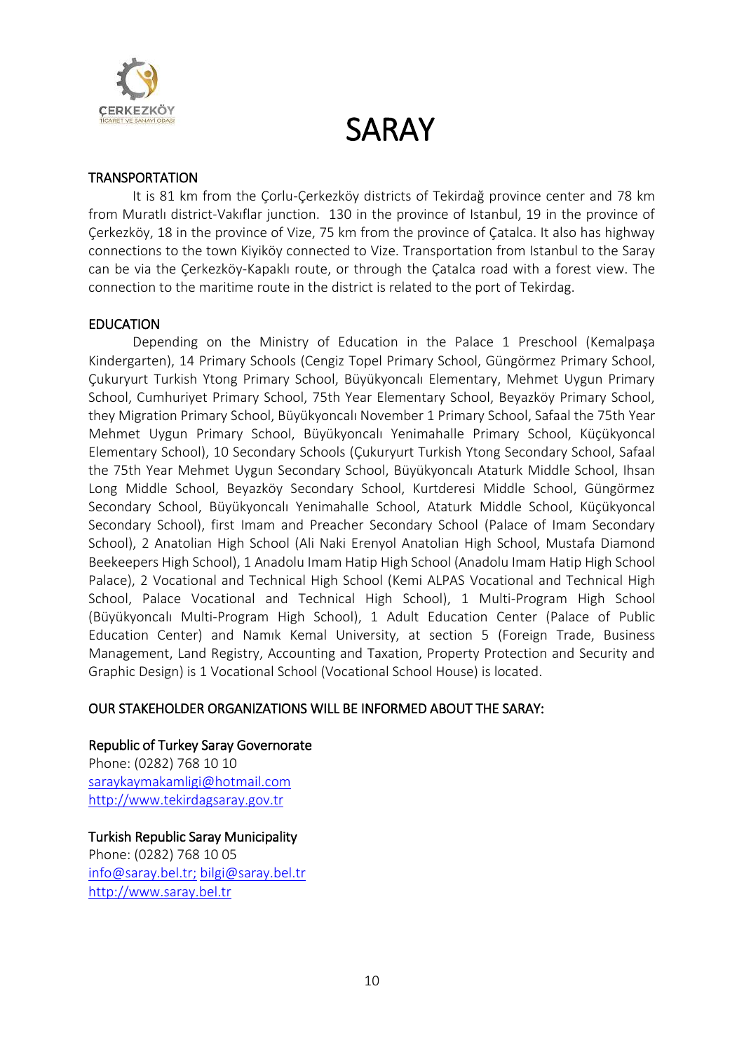# SARAY

## TRANSPORTATION

It is 81 km from the Çorlu-Çerkezköy districts of Tekirdağ province center and 78 km from Muratlı district-Vakıflar junction. 130 in the province of Istanbul, 19 in the province of Çerkezköy, 18 in the province of Vize, 75 km from the province of Çatalca. It also has highway connections to the town Kiyiköy connected to Vize. Transportation from Istanbul to the Saray can be via the Çerkezköy-Kapaklı route, or through the Çatalca road with a forest view. The connection to the maritime route in the district is related to the port of Tekirdag.

## EDUCATION

Depending on the Ministry of Education in the Palace 1 Preschool (Kemalpaşa Kindergarten), 14 Primary Schools (Cengiz Topel Primary School, Güngörmez Primary School, Çukuryurt Turkish Ytong Primary School, Büyükyoncalı Elementary, Mehmet Uygun Primary School, Cumhuriyet Primary School, 75th Year Elementary School, Beyazköy Primary School, they Migration Primary School, Büyükyoncalı November 1 Primary School, Safaal the 75th Year Mehmet Uygun Primary School, Büyükyoncalı Yenimahalle Primary School, Küçükyoncal Elementary School), 10 Secondary Schools (Çukuryurt Turkish Ytong Secondary School, Safaal the 75th Year Mehmet Uygun Secondary School, Büyükyoncalı Ataturk Middle School, Ihsan Long Middle School, Beyazköy Secondary School, Kurtderesi Middle School, Güngörmez Secondary School, Büyükyoncalı Yenimahalle School, Ataturk Middle School, Küçükyoncal Secondary School), first Imam and Preacher Secondary School (Palace of Imam Secondary School), 2 Anatolian High School (Ali Naki Erenyol Anatolian High School, Mustafa Diamond Beekeepers High School), 1 Anadolu Imam Hatip High School (Anadolu Imam Hatip High School Palace), 2 Vocational and Technical High School (Kemi ALPAS Vocational and Technical High School, Palace Vocational and Technical High School), 1 Multi-Program High School (Büyükyoncalı Multi-Program High School), 1 Adult Education Center (Palace of Public Education Center) and Namık Kemal University, at section 5 (Foreign Trade, Business Management, Land Registry, Accounting and Taxation, Property Protection and Security and Graphic Design) is 1 Vocational School (Vocational School House) is located.

## OUR STAKEHOLDER ORGANIZATIONS WILL BE INFORMED ABOUT THE SARAY:

### Republic of Turkey Saray Governorate

Phone: (0282) 768 10 10
saraykaymakamligi@hotmail.com
http://www.tekirdagsaray.gov.tr

### Turkish Republic Saray Municipality

Phone: (0282) 768 10 05
info@saray.bel.tr; bilgi@saray.bel.tr
http://www.saray.bel.tr